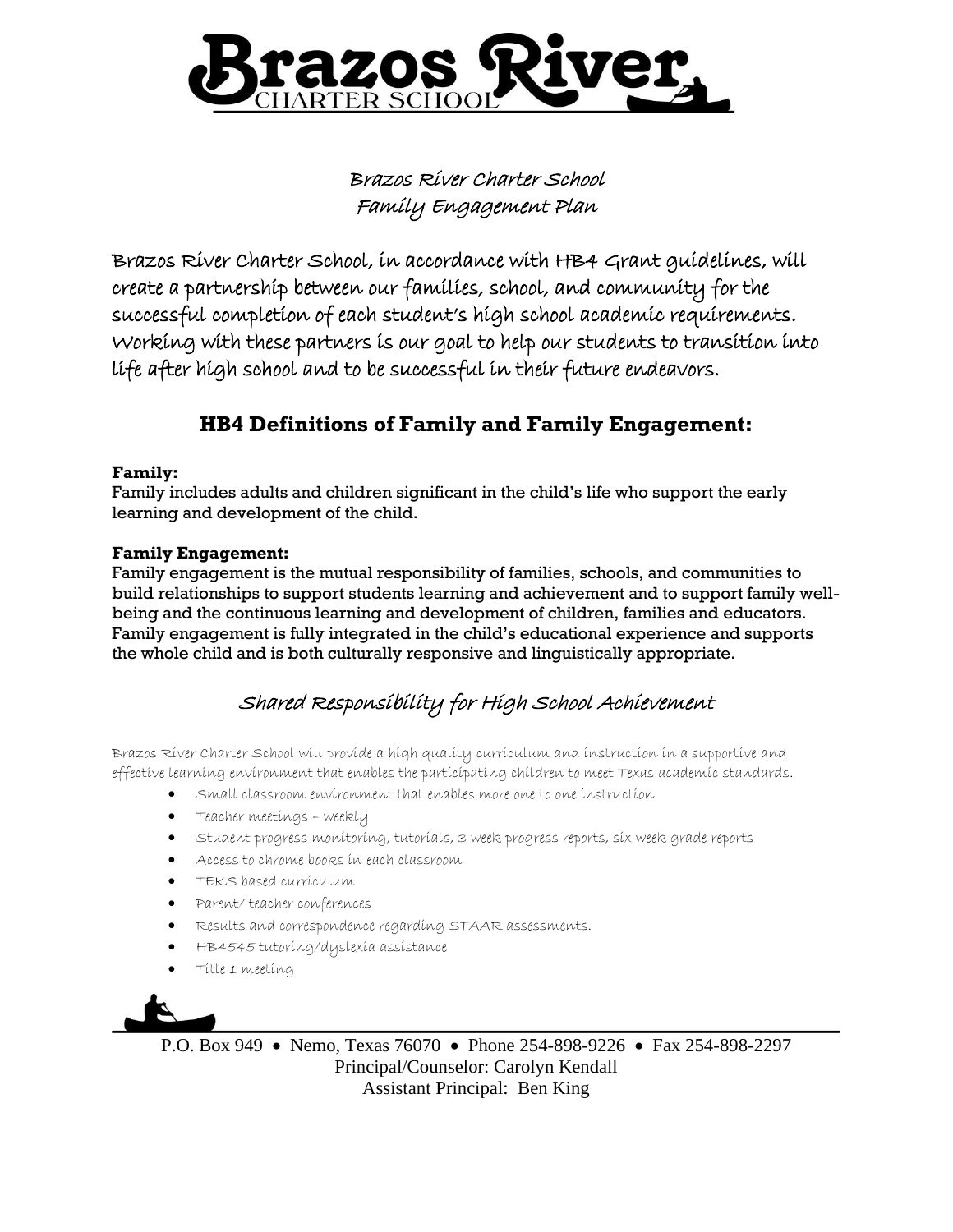# Brazos River

CHARTER SCHOOL

## Brazos River Charter School
## Family Engagement Plan

Brazos River Charter School, in accordance with HB4 Grant guidelines, will create a partnership between our families, school, and community for the successful completion of each student's high school academic requirements. Working with these partners is our goal to help our students to transition into life after high school and to be successful in their future endeavors.

## HB4 Definitions of Family and Family Engagement:

**Family:**
Family includes adults and children significant in the child's life who support the early learning and development of the child.

**Family Engagement:**
Family engagement is the mutual responsibility of families, schools, and communities to build relationships to support students learning and achievement and to support family well-being and the continuous learning and development of children, families and educators. Family engagement is fully integrated in the child's educational experience and supports the whole child and is both culturally responsive and linguistically appropriate.

## Shared Responsibility for High School Achievement

Brazos River Charter School will provide a high quality curriculum and instruction in a supportive and effective learning environment that enables the participating children to meet Texas academic standards.

- Small classroom environment that enables more one to one instruction
- Teacher meetings – weekly
- Student progress monitoring, tutorials, 3 week progress reports, six week grade reports
- Access to chrome books in each classroom
- TEKS based curriculum
- Parent/ teacher conferences
- Results and correspondence regarding STAAR assessments.
- HB4545 tutoring/dyslexia assistance
- Title 1 meeting

P.O. Box 949 • Nemo, Texas 76070 • Phone 254-898-9226 • Fax 254-898-2297
Principal/Counselor: Carolyn Kendall
Assistant Principal: Ben King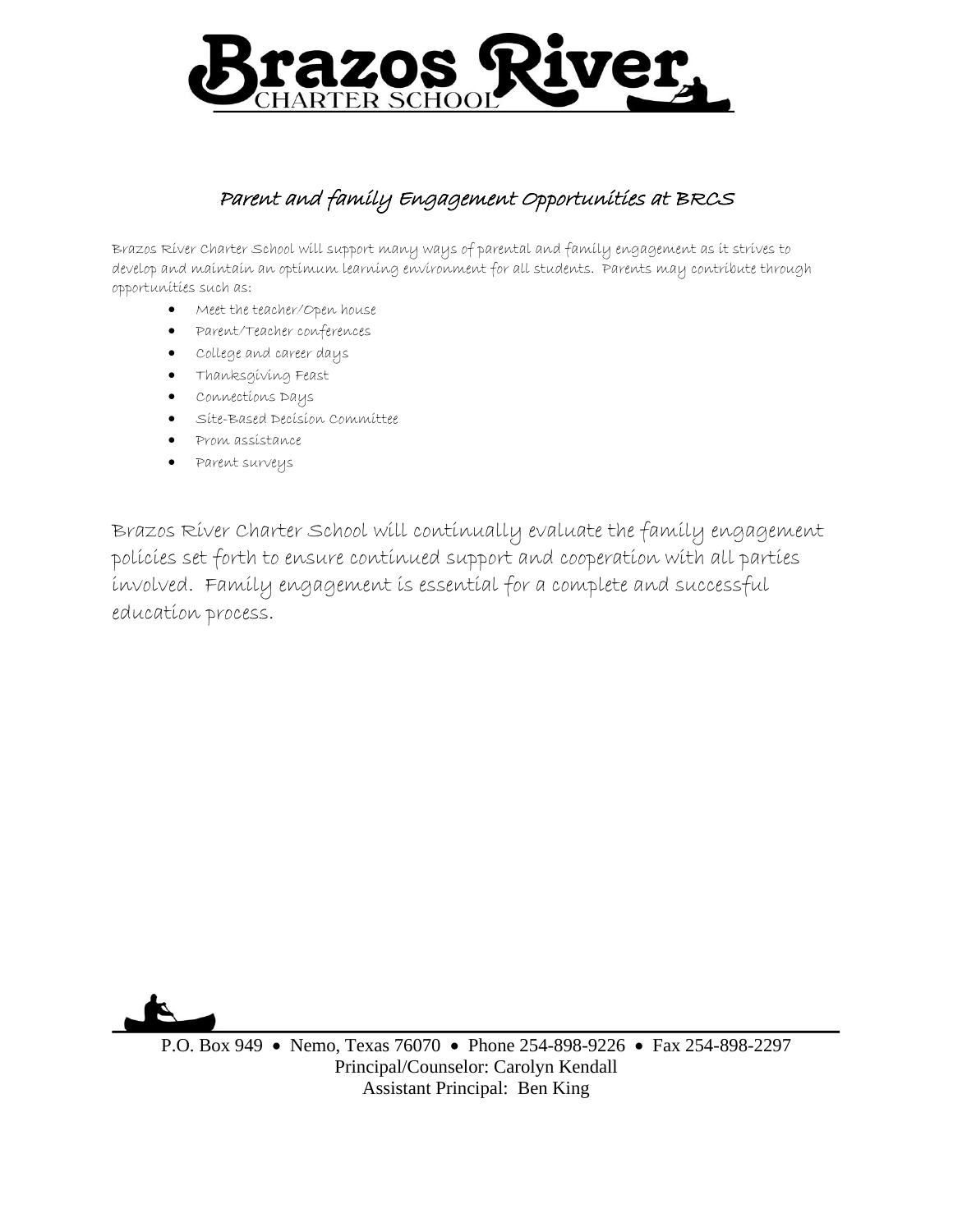# Brazos River

CHARTER SCHOOL

## Parent and family Engagement Opportunities at BRCS

Brazos River Charter School will support many ways of parental and family engagement as it strives to develop and maintain an optimum learning environment for all students. Parents may contribute through opportunities such as:

- Meet the teacher/Open house
- Parent/Teacher conferences
- College and career days
- Thanksgiving Feast
- Connections Days
- Site-Based Decision Committee
- Prom assistance
- Parent surveys

Brazos River Charter School will continually evaluate the family engagement policies set forth to ensure continued support and cooperation with all parties involved. Family engagement is essential for a complete and successful education process.

P.O. Box 949 • Nemo, Texas 76070 • Phone 254-898-9226 • Fax 254-898-2297
Principal/Counselor: Carolyn Kendall
Assistant Principal: Ben King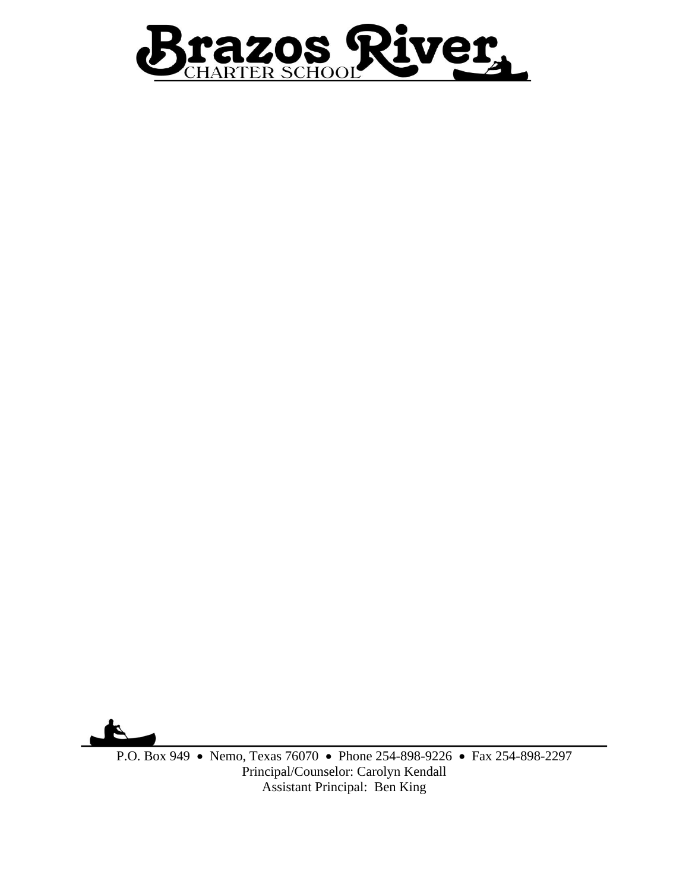# Brazos River
CHARTER SCHOOL

P.O. Box 949 • Nemo, Texas 76070 • Phone 254-898-9226 • Fax 254-898-2297
Principal/Counselor: Carolyn Kendall
Assistant Principal: Ben King